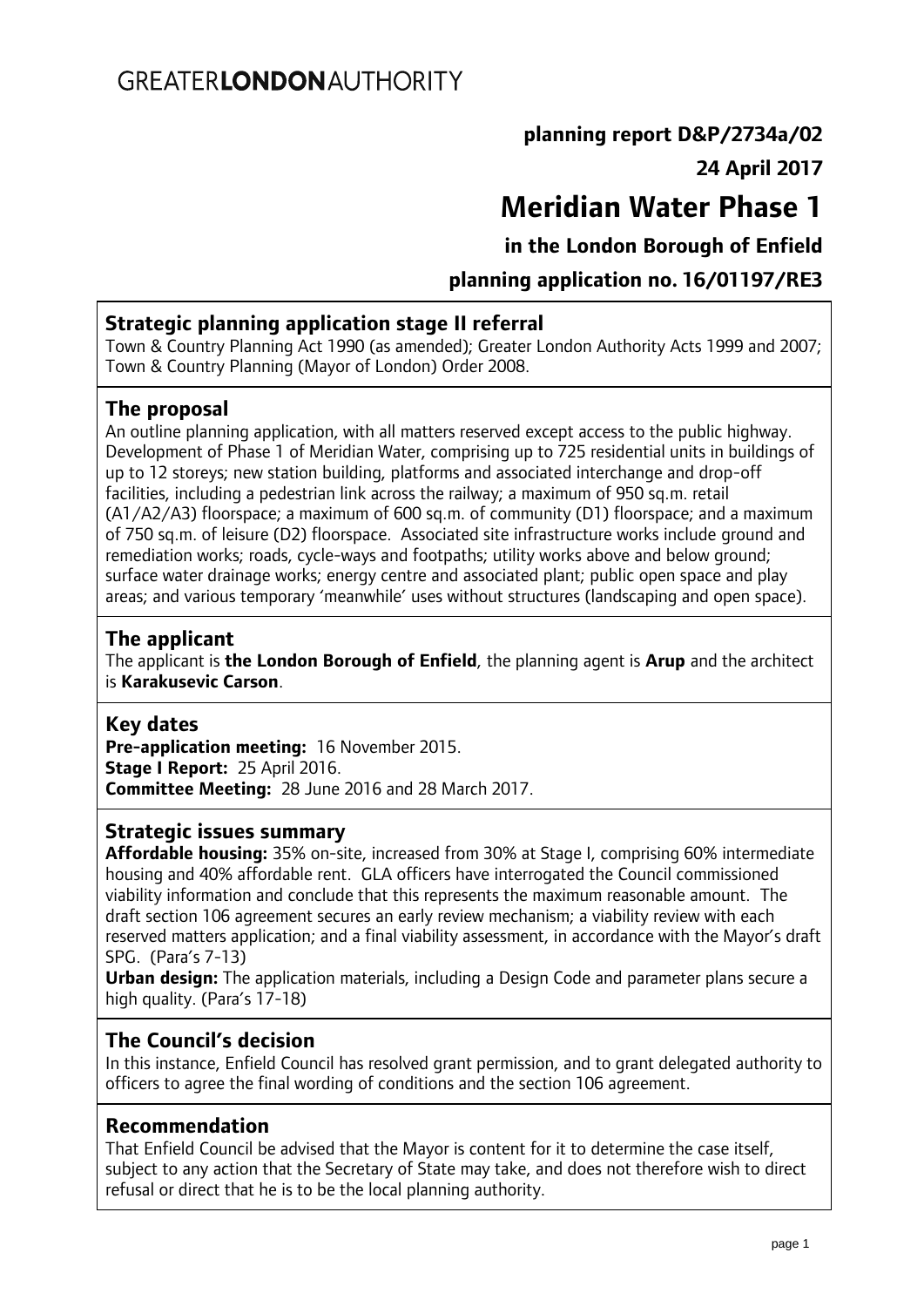GREATER**LONDON**AUTHORITY

**planning report D&P/2734a/02**

**24 April 2017**

# Meridian Water Phase 1

**in the London Borough of Enfield**

**planning application no. 16/01197/RE3**

## Strategic planning application stage II referral

Town & Country Planning Act 1990 (as amended); Greater London Authority Acts 1999 and 2007; Town & Country Planning (Mayor of London) Order 2008.

## The proposal

An outline planning application, with all matters reserved except access to the public highway. Development of Phase 1 of Meridian Water, comprising up to 725 residential units in buildings of up to 12 storeys; new station building, platforms and associated interchange and drop-off facilities, including a pedestrian link across the railway; a maximum of 950 sq.m. retail (A1/A2/A3) floorspace; a maximum of 600 sq.m. of community (D1) floorspace; and a maximum of 750 sq.m. of leisure (D2) floorspace. Associated site infrastructure works include ground and remediation works; roads, cycle-ways and footpaths; utility works above and below ground; surface water drainage works; energy centre and associated plant; public open space and play areas; and various temporary 'meanwhile' uses without structures (landscaping and open space).

## The applicant

The applicant is **the London Borough of Enfield**, the planning agent is **Arup** and the architect is **Karakusevic Carson**.

## Key dates

**Pre-application meeting:** 16 November 2015.
**Stage I Report:** 25 April 2016.
**Committee Meeting:** 28 June 2016 and 28 March 2017.

## Strategic issues summary

**Affordable housing:** 35% on-site, increased from 30% at Stage I, comprising 60% intermediate housing and 40% affordable rent. GLA officers have interrogated the Council commissioned viability information and conclude that this represents the maximum reasonable amount. The draft section 106 agreement secures an early review mechanism; a viability review with each reserved matters application; and a final viability assessment, in accordance with the Mayor's draft SPG. (Para's 7-13)

**Urban design:** The application materials, including a Design Code and parameter plans secure a high quality. (Para's 17-18)

## The Council's decision

In this instance, Enfield Council has resolved grant permission, and to grant delegated authority to officers to agree the final wording of conditions and the section 106 agreement.

## Recommendation

That Enfield Council be advised that the Mayor is content for it to determine the case itself, subject to any action that the Secretary of State may take, and does not therefore wish to direct refusal or direct that he is to be the local planning authority.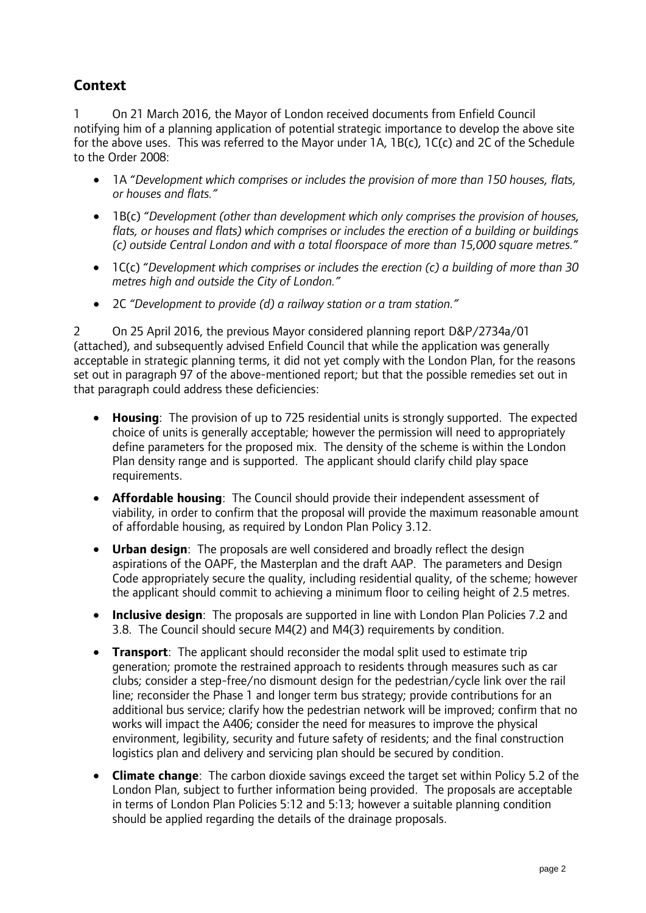## Context

1 On 21 March 2016, the Mayor of London received documents from Enfield Council notifying him of a planning application of potential strategic importance to develop the above site for the above uses. This was referred to the Mayor under 1A, 1B(c), 1C(c) and 2C of the Schedule to the Order 2008:

- 1A *"Development which comprises or includes the provision of more than 150 houses, flats, or houses and flats."*
- 1B(c) *"Development (other than development which only comprises the provision of houses, flats, or houses and flats) which comprises or includes the erection of a building or buildings (c) outside Central London and with a total floorspace of more than 15,000 square metres."*
- 1C(c) *"Development which comprises or includes the erection (c) a building of more than 30 metres high and outside the City of London."*
- 2C *"Development to provide (d) a railway station or a tram station."*

2 On 25 April 2016, the previous Mayor considered planning report D&P/2734a/01 (attached), and subsequently advised Enfield Council that while the application was generally acceptable in strategic planning terms, it did not yet comply with the London Plan, for the reasons set out in paragraph 97 of the above-mentioned report; but that the possible remedies set out in that paragraph could address these deficiencies:

- **Housing**: The provision of up to 725 residential units is strongly supported. The expected choice of units is generally acceptable; however the permission will need to appropriately define parameters for the proposed mix. The density of the scheme is within the London Plan density range and is supported. The applicant should clarify child play space requirements.
- **Affordable housing**: The Council should provide their independent assessment of viability, in order to confirm that the proposal will provide the maximum reasonable amount of affordable housing, as required by London Plan Policy 3.12.
- **Urban design**: The proposals are well considered and broadly reflect the design aspirations of the OAPF, the Masterplan and the draft AAP. The parameters and Design Code appropriately secure the quality, including residential quality, of the scheme; however the applicant should commit to achieving a minimum floor to ceiling height of 2.5 metres.
- **Inclusive design**: The proposals are supported in line with London Plan Policies 7.2 and 3.8. The Council should secure M4(2) and M4(3) requirements by condition.
- **Transport**: The applicant should reconsider the modal split used to estimate trip generation; promote the restrained approach to residents through measures such as car clubs; consider a step-free/no dismount design for the pedestrian/cycle link over the rail line; reconsider the Phase 1 and longer term bus strategy; provide contributions for an additional bus service; clarify how the pedestrian network will be improved; confirm that no works will impact the A406; consider the need for measures to improve the physical environment, legibility, security and future safety of residents; and the final construction logistics plan and delivery and servicing plan should be secured by condition.
- **Climate change**: The carbon dioxide savings exceed the target set within Policy 5.2 of the London Plan, subject to further information being provided. The proposals are acceptable in terms of London Plan Policies 5:12 and 5:13; however a suitable planning condition should be applied regarding the details of the drainage proposals.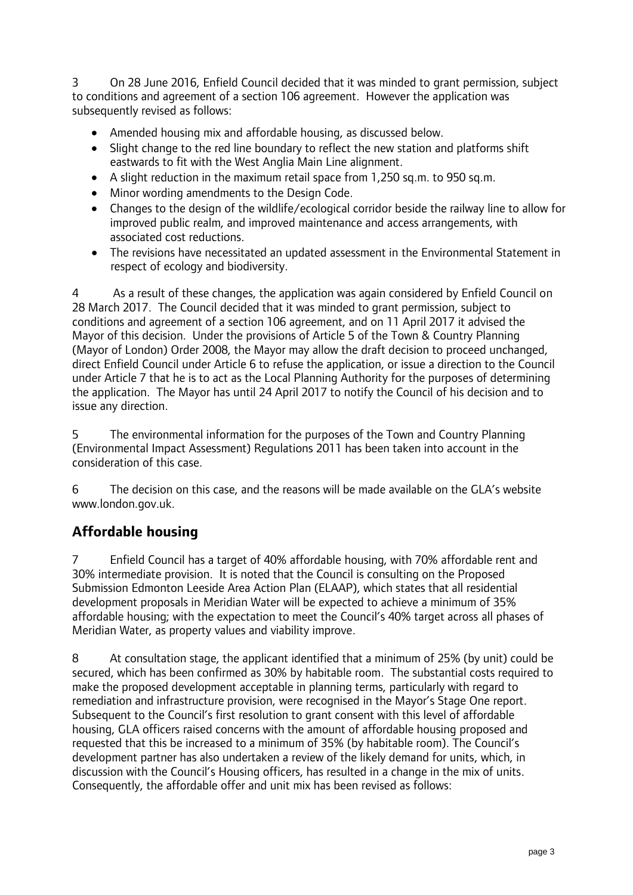3 On 28 June 2016, Enfield Council decided that it was minded to grant permission, subject to conditions and agreement of a section 106 agreement. However the application was subsequently revised as follows:

- Amended housing mix and affordable housing, as discussed below.
- Slight change to the red line boundary to reflect the new station and platforms shift eastwards to fit with the West Anglia Main Line alignment.
- A slight reduction in the maximum retail space from 1,250 sq.m. to 950 sq.m.
- Minor wording amendments to the Design Code.
- Changes to the design of the wildlife/ecological corridor beside the railway line to allow for improved public realm, and improved maintenance and access arrangements, with associated cost reductions.
- The revisions have necessitated an updated assessment in the Environmental Statement in respect of ecology and biodiversity.

4 As a result of these changes, the application was again considered by Enfield Council on 28 March 2017. The Council decided that it was minded to grant permission, subject to conditions and agreement of a section 106 agreement, and on 11 April 2017 it advised the Mayor of this decision. Under the provisions of Article 5 of the Town & Country Planning (Mayor of London) Order 2008, the Mayor may allow the draft decision to proceed unchanged, direct Enfield Council under Article 6 to refuse the application, or issue a direction to the Council under Article 7 that he is to act as the Local Planning Authority for the purposes of determining the application. The Mayor has until 24 April 2017 to notify the Council of his decision and to issue any direction.

5 The environmental information for the purposes of the Town and Country Planning (Environmental Impact Assessment) Regulations 2011 has been taken into account in the consideration of this case.

6 The decision on this case, and the reasons will be made available on the GLA's website www.london.gov.uk.

## Affordable housing

7 Enfield Council has a target of 40% affordable housing, with 70% affordable rent and 30% intermediate provision. It is noted that the Council is consulting on the Proposed Submission Edmonton Leeside Area Action Plan (ELAAP), which states that all residential development proposals in Meridian Water will be expected to achieve a minimum of 35% affordable housing; with the expectation to meet the Council's 40% target across all phases of Meridian Water, as property values and viability improve.

8 At consultation stage, the applicant identified that a minimum of 25% (by unit) could be secured, which has been confirmed as 30% by habitable room. The substantial costs required to make the proposed development acceptable in planning terms, particularly with regard to remediation and infrastructure provision, were recognised in the Mayor's Stage One report. Subsequent to the Council's first resolution to grant consent with this level of affordable housing, GLA officers raised concerns with the amount of affordable housing proposed and requested that this be increased to a minimum of 35% (by habitable room). The Council's development partner has also undertaken a review of the likely demand for units, which, in discussion with the Council's Housing officers, has resulted in a change in the mix of units. Consequently, the affordable offer and unit mix has been revised as follows: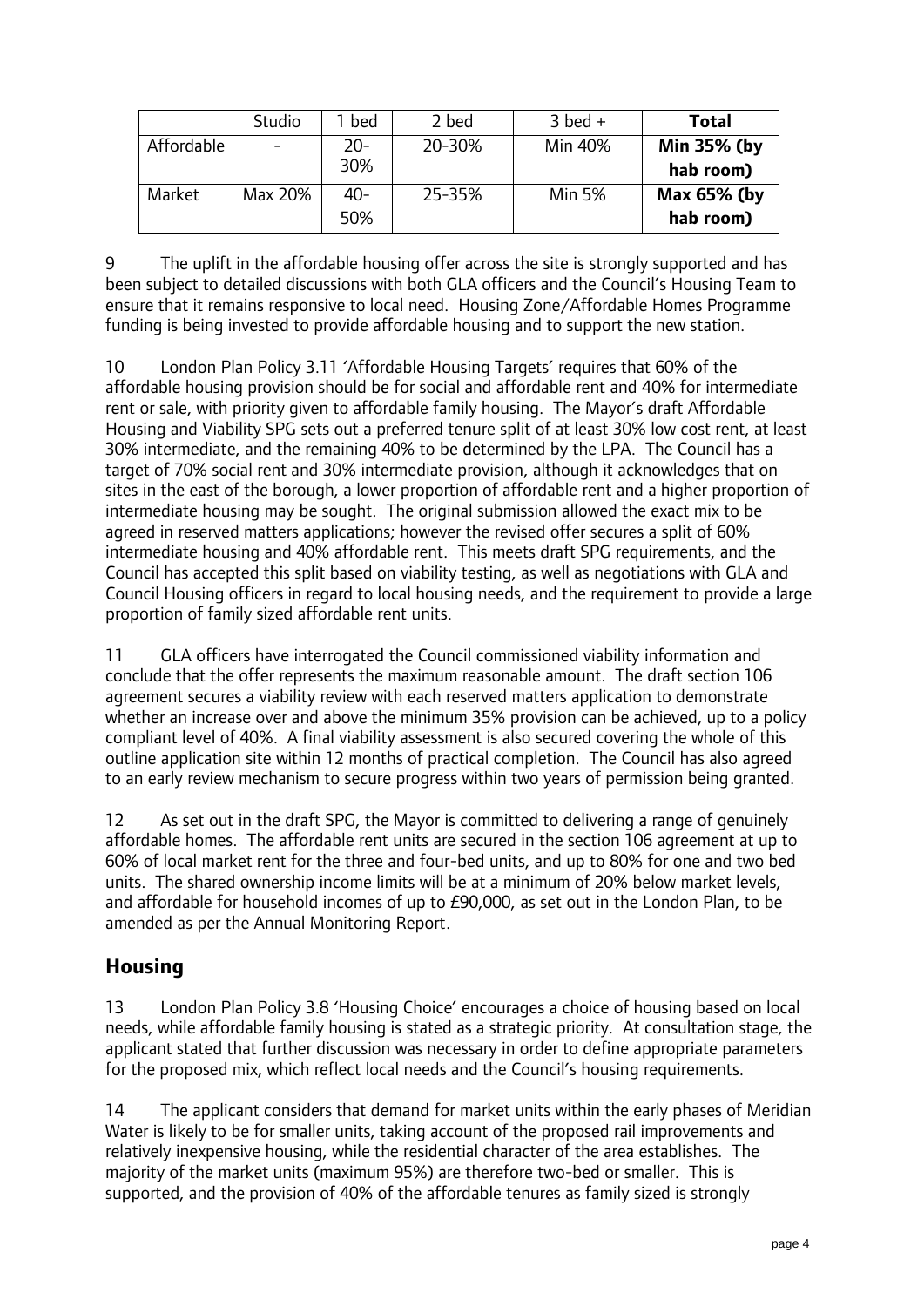| | Studio | 1 bed | 2 bed | 3 bed + | **Total** |
|---|---|---|---|---|---|
| Affordable | - | 20-30% | 20-30% | Min 40% | **Min 35% (by hab room)** |
| Market | Max 20% | 40-50% | 25-35% | Min 5% | **Max 65% (by hab room)** |

9 The uplift in the affordable housing offer across the site is strongly supported and has been subject to detailed discussions with both GLA officers and the Council's Housing Team to ensure that it remains responsive to local need. Housing Zone/Affordable Homes Programme funding is being invested to provide affordable housing and to support the new station.

10 London Plan Policy 3.11 'Affordable Housing Targets' requires that 60% of the affordable housing provision should be for social and affordable rent and 40% for intermediate rent or sale, with priority given to affordable family housing. The Mayor's draft Affordable Housing and Viability SPG sets out a preferred tenure split of at least 30% low cost rent, at least 30% intermediate, and the remaining 40% to be determined by the LPA. The Council has a target of 70% social rent and 30% intermediate provision, although it acknowledges that on sites in the east of the borough, a lower proportion of affordable rent and a higher proportion of intermediate housing may be sought. The original submission allowed the exact mix to be agreed in reserved matters applications; however the revised offer secures a split of 60% intermediate housing and 40% affordable rent. This meets draft SPG requirements, and the Council has accepted this split based on viability testing, as well as negotiations with GLA and Council Housing officers in regard to local housing needs, and the requirement to provide a large proportion of family sized affordable rent units.

11 GLA officers have interrogated the Council commissioned viability information and conclude that the offer represents the maximum reasonable amount. The draft section 106 agreement secures a viability review with each reserved matters application to demonstrate whether an increase over and above the minimum 35% provision can be achieved, up to a policy compliant level of 40%. A final viability assessment is also secured covering the whole of this outline application site within 12 months of practical completion. The Council has also agreed to an early review mechanism to secure progress within two years of permission being granted.

12 As set out in the draft SPG, the Mayor is committed to delivering a range of genuinely affordable homes. The affordable rent units are secured in the section 106 agreement at up to 60% of local market rent for the three and four-bed units, and up to 80% for one and two bed units. The shared ownership income limits will be at a minimum of 20% below market levels, and affordable for household incomes of up to £90,000, as set out in the London Plan, to be amended as per the Annual Monitoring Report.

## Housing

13 London Plan Policy 3.8 'Housing Choice' encourages a choice of housing based on local needs, while affordable family housing is stated as a strategic priority. At consultation stage, the applicant stated that further discussion was necessary in order to define appropriate parameters for the proposed mix, which reflect local needs and the Council's housing requirements.

14 The applicant considers that demand for market units within the early phases of Meridian Water is likely to be for smaller units, taking account of the proposed rail improvements and relatively inexpensive housing, while the residential character of the area establishes. The majority of the market units (maximum 95%) are therefore two-bed or smaller. This is supported, and the provision of 40% of the affordable tenures as family sized is strongly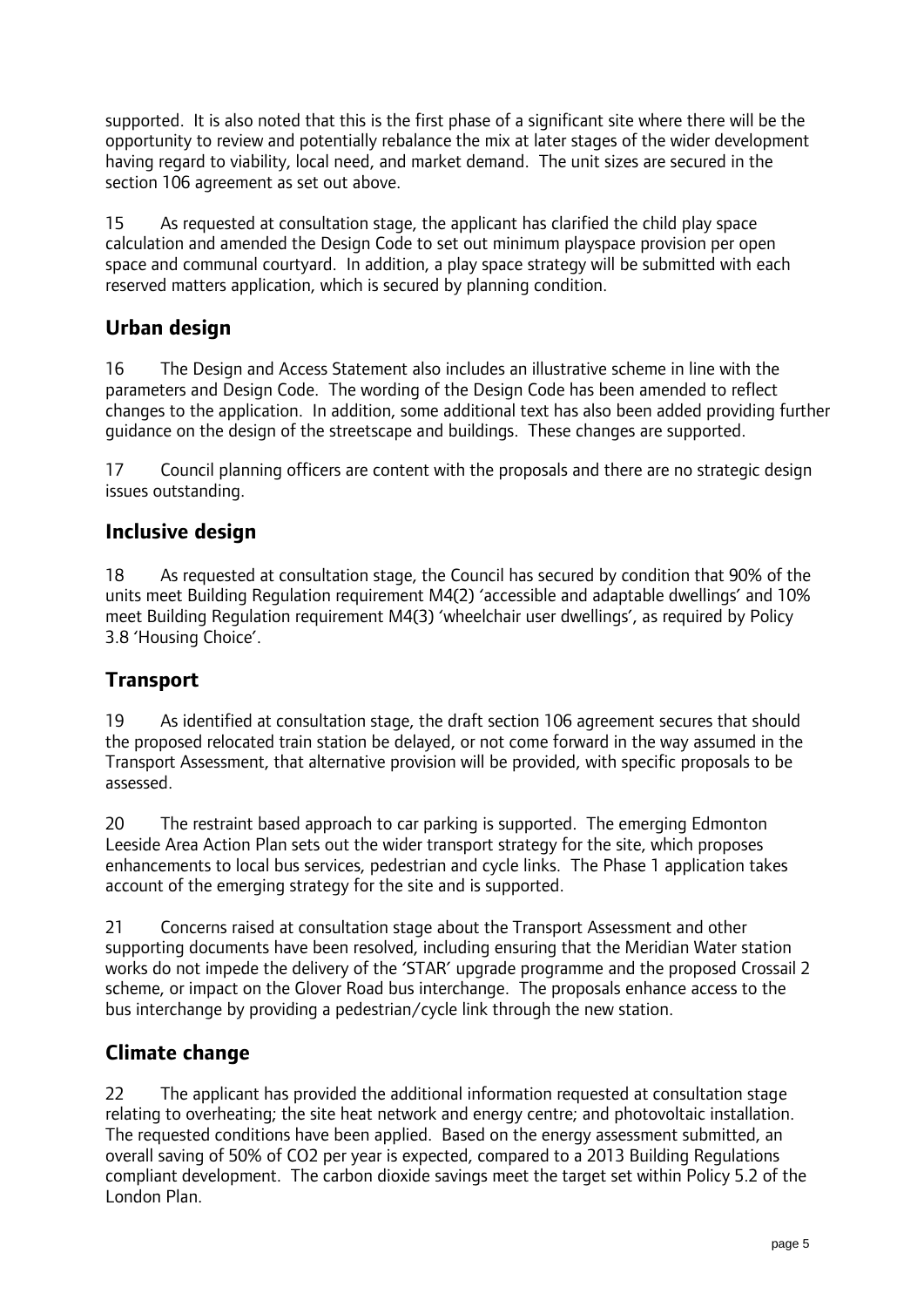supported. It is also noted that this is the first phase of a significant site where there will be the opportunity to review and potentially rebalance the mix at later stages of the wider development having regard to viability, local need, and market demand. The unit sizes are secured in the section 106 agreement as set out above.

15 As requested at consultation stage, the applicant has clarified the child play space calculation and amended the Design Code to set out minimum playspace provision per open space and communal courtyard. In addition, a play space strategy will be submitted with each reserved matters application, which is secured by planning condition.

## Urban design

16 The Design and Access Statement also includes an illustrative scheme in line with the parameters and Design Code. The wording of the Design Code has been amended to reflect changes to the application. In addition, some additional text has also been added providing further guidance on the design of the streetscape and buildings. These changes are supported.

17 Council planning officers are content with the proposals and there are no strategic design issues outstanding.

## Inclusive design

18 As requested at consultation stage, the Council has secured by condition that 90% of the units meet Building Regulation requirement M4(2) 'accessible and adaptable dwellings' and 10% meet Building Regulation requirement M4(3) 'wheelchair user dwellings', as required by Policy 3.8 'Housing Choice'.

## Transport

19 As identified at consultation stage, the draft section 106 agreement secures that should the proposed relocated train station be delayed, or not come forward in the way assumed in the Transport Assessment, that alternative provision will be provided, with specific proposals to be assessed.

20 The restraint based approach to car parking is supported. The emerging Edmonton Leeside Area Action Plan sets out the wider transport strategy for the site, which proposes enhancements to local bus services, pedestrian and cycle links. The Phase 1 application takes account of the emerging strategy for the site and is supported.

21 Concerns raised at consultation stage about the Transport Assessment and other supporting documents have been resolved, including ensuring that the Meridian Water station works do not impede the delivery of the 'STAR' upgrade programme and the proposed Crossail 2 scheme, or impact on the Glover Road bus interchange. The proposals enhance access to the bus interchange by providing a pedestrian/cycle link through the new station.

## Climate change

22 The applicant has provided the additional information requested at consultation stage relating to overheating; the site heat network and energy centre; and photovoltaic installation. The requested conditions have been applied. Based on the energy assessment submitted, an overall saving of 50% of $CO_2$ per year is expected, compared to a 2013 Building Regulations compliant development. The carbon dioxide savings meet the target set within Policy 5.2 of the London Plan.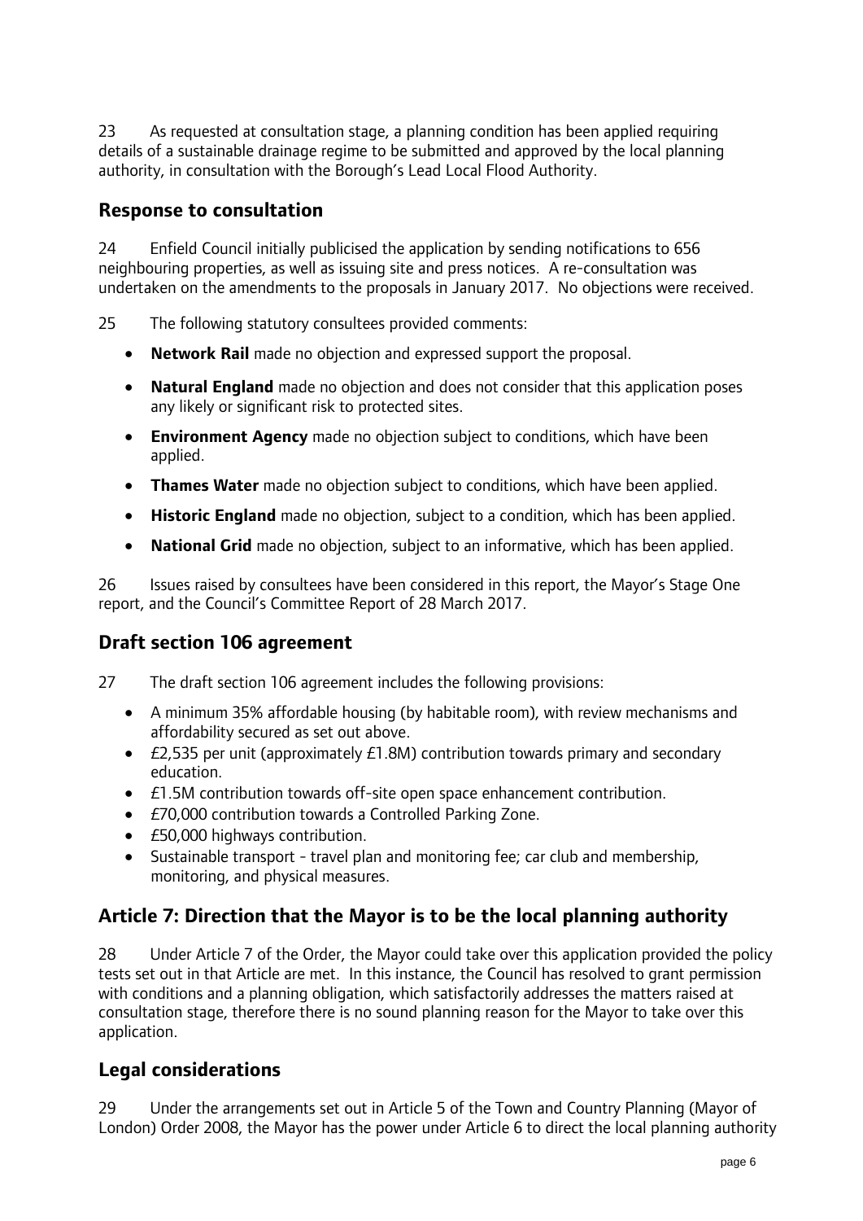23 As requested at consultation stage, a planning condition has been applied requiring details of a sustainable drainage regime to be submitted and approved by the local planning authority, in consultation with the Borough's Lead Local Flood Authority.

## Response to consultation

24 Enfield Council initially publicised the application by sending notifications to 656 neighbouring properties, as well as issuing site and press notices. A re-consultation was undertaken on the amendments to the proposals in January 2017. No objections were received.

25 The following statutory consultees provided comments:

- **Network Rail** made no objection and expressed support the proposal.
- **Natural England** made no objection and does not consider that this application poses any likely or significant risk to protected sites.
- **Environment Agency** made no objection subject to conditions, which have been applied.
- **Thames Water** made no objection subject to conditions, which have been applied.
- **Historic England** made no objection, subject to a condition, which has been applied.
- **National Grid** made no objection, subject to an informative, which has been applied.

26 Issues raised by consultees have been considered in this report, the Mayor's Stage One report, and the Council's Committee Report of 28 March 2017.

## Draft section 106 agreement

27 The draft section 106 agreement includes the following provisions:

- A minimum 35% affordable housing (by habitable room), with review mechanisms and affordability secured as set out above.
- £2,535 per unit (approximately £1.8M) contribution towards primary and secondary education.
- £1.5M contribution towards off-site open space enhancement contribution.
- £70,000 contribution towards a Controlled Parking Zone.
- £50,000 highways contribution.
- Sustainable transport - travel plan and monitoring fee; car club and membership, monitoring, and physical measures.

## Article 7: Direction that the Mayor is to be the local planning authority

28 Under Article 7 of the Order, the Mayor could take over this application provided the policy tests set out in that Article are met. In this instance, the Council has resolved to grant permission with conditions and a planning obligation, which satisfactorily addresses the matters raised at consultation stage, therefore there is no sound planning reason for the Mayor to take over this application.

## Legal considerations

29 Under the arrangements set out in Article 5 of the Town and Country Planning (Mayor of London) Order 2008, the Mayor has the power under Article 6 to direct the local planning authority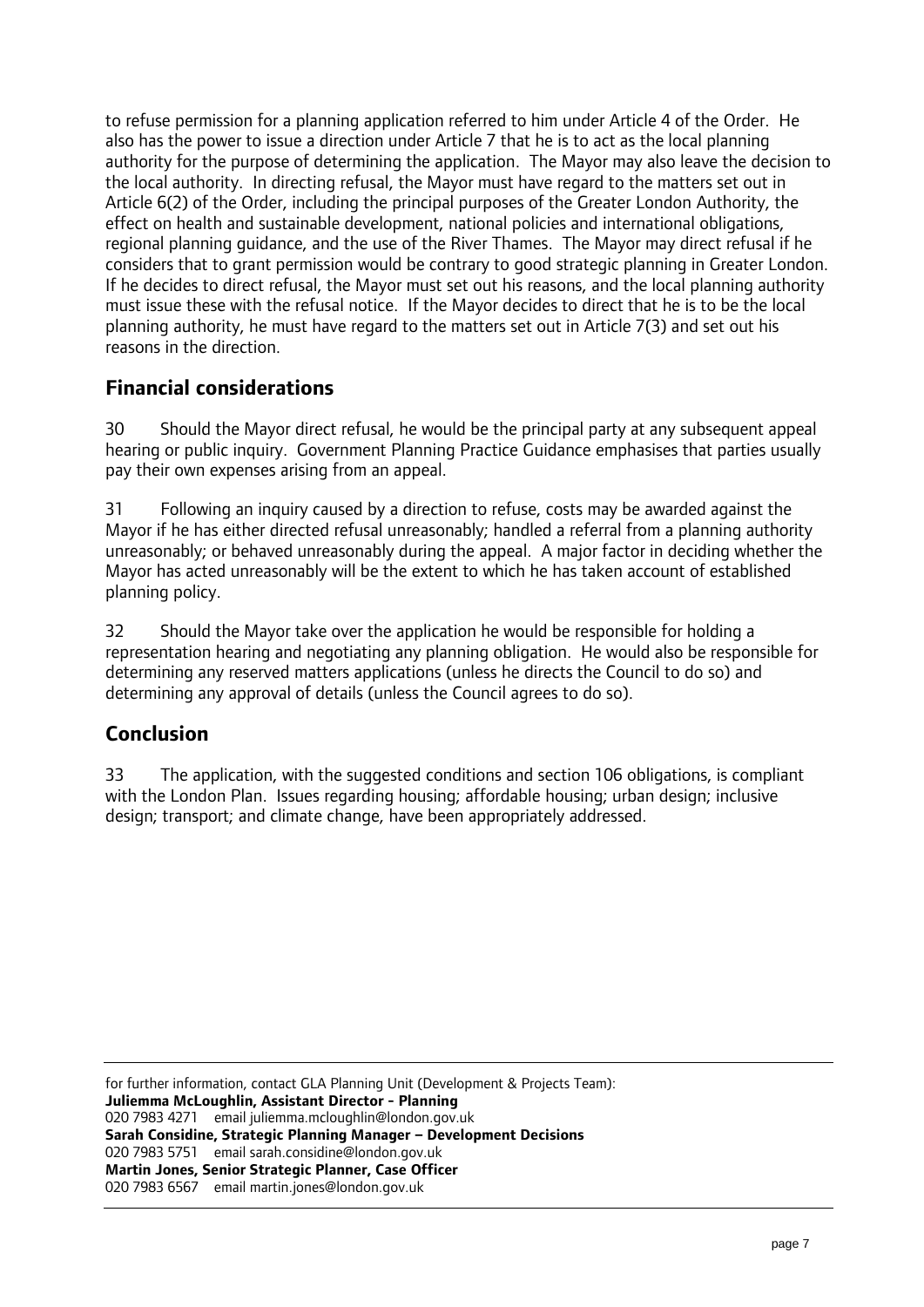to refuse permission for a planning application referred to him under Article 4 of the Order. He also has the power to issue a direction under Article 7 that he is to act as the local planning authority for the purpose of determining the application. The Mayor may also leave the decision to the local authority. In directing refusal, the Mayor must have regard to the matters set out in Article 6(2) of the Order, including the principal purposes of the Greater London Authority, the effect on health and sustainable development, national policies and international obligations, regional planning guidance, and the use of the River Thames. The Mayor may direct refusal if he considers that to grant permission would be contrary to good strategic planning in Greater London. If he decides to direct refusal, the Mayor must set out his reasons, and the local planning authority must issue these with the refusal notice. If the Mayor decides to direct that he is to be the local planning authority, he must have regard to the matters set out in Article 7(3) and set out his reasons in the direction.

## Financial considerations

30 Should the Mayor direct refusal, he would be the principal party at any subsequent appeal hearing or public inquiry. Government Planning Practice Guidance emphasises that parties usually pay their own expenses arising from an appeal.

31 Following an inquiry caused by a direction to refuse, costs may be awarded against the Mayor if he has either directed refusal unreasonably; handled a referral from a planning authority unreasonably; or behaved unreasonably during the appeal. A major factor in deciding whether the Mayor has acted unreasonably will be the extent to which he has taken account of established planning policy.

32 Should the Mayor take over the application he would be responsible for holding a representation hearing and negotiating any planning obligation. He would also be responsible for determining any reserved matters applications (unless he directs the Council to do so) and determining any approval of details (unless the Council agrees to do so).

## Conclusion

33 The application, with the suggested conditions and section 106 obligations, is compliant with the London Plan. Issues regarding housing; affordable housing; urban design; inclusive design; transport; and climate change, have been appropriately addressed.

---

for further information, contact GLA Planning Unit (Development & Projects Team):
**Juliemma McLoughlin, Assistant Director - Planning**
020 7983 4271 email juliemma.mcloughlin@london.gov.uk
**Sarah Considine, Strategic Planning Manager – Development Decisions**
020 7983 5751 email sarah.considine@london.gov.uk
**Martin Jones, Senior Strategic Planner, Case Officer**
020 7983 6567 email martin.jones@london.gov.uk